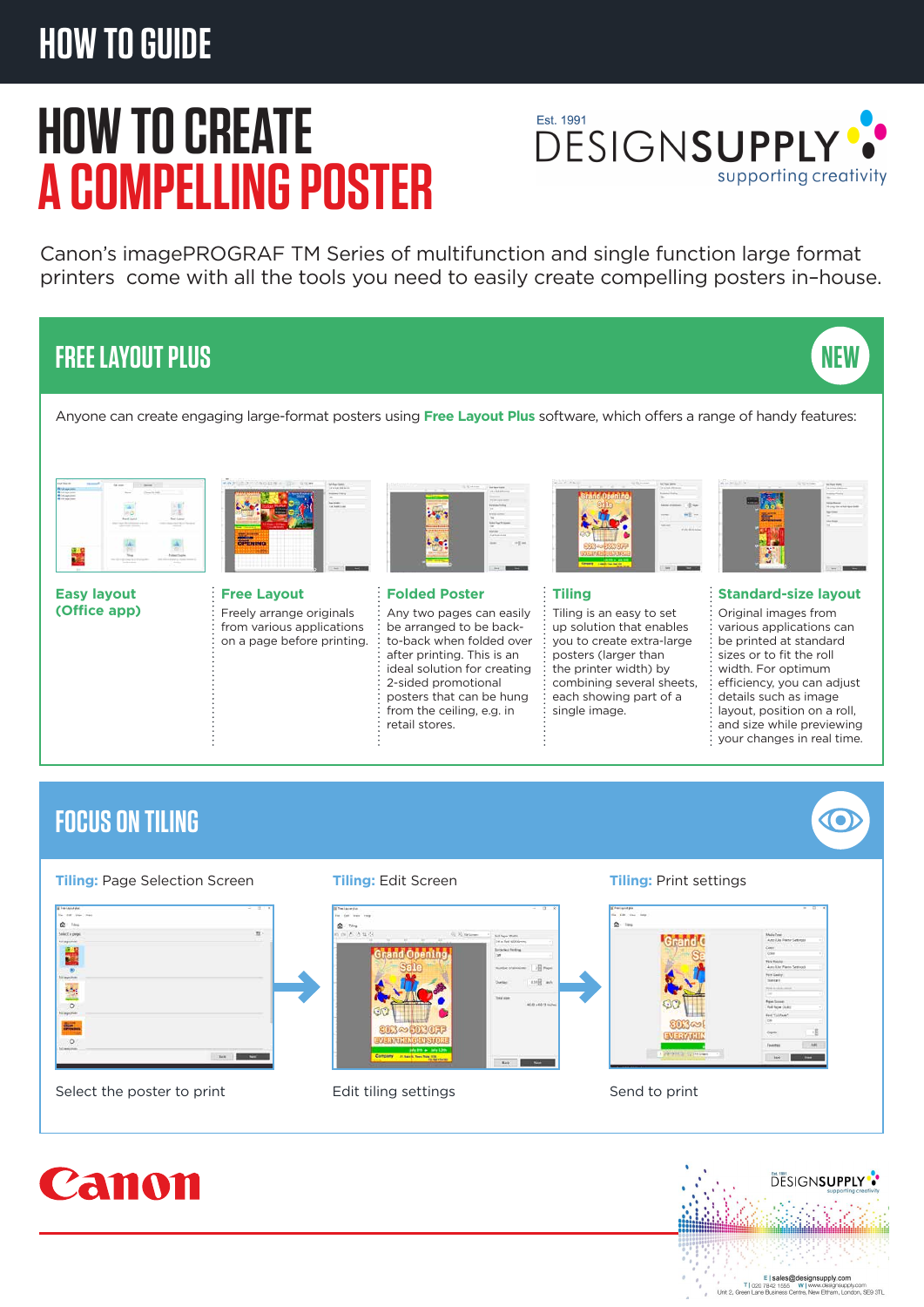HOW TO GUIDE

# HOW TO CREATE A COMPELLING POSTER

Est. 1991 DESIGNSUPPLY supporting creativity

Canon's imagePROGRAF TM Series of multifunction and single function large format printers come with all the tools you need to easily create compelling posters in-house.

## FREE LAYOUT PLUS

NEW

Anyone can create engaging large-format posters using **Free Layout Plus** software, which offers a range of handy features:

**Easy layout (Office app)**

**Free Layout**
Freely arrange originals from various applications on a page before printing.

**Folded Poster**
Any two pages can easily be arranged to be back-to-back when folded over after printing. This is an ideal solution for creating 2-sided promotional posters that can be hung from the ceiling, e.g. in retail stores.

**Tiling**
Tiling is an easy to set up solution that enables you to create extra-large posters (larger than the printer width) by combining several sheets, each showing part of a single image.

**Standard-size layout**
Original images from various applications can be printed at standard sizes or to fit the roll width. For optimum efficiency, you can adjust details such as image layout, position on a roll, and size while previewing your changes in real time.

## FOCUS ON TILING

**Tiling:** Page Selection Screen

Select the poster to print

**Tiling:** Edit Screen

Edit tiling settings

**Tiling:** Print settings

Send to print

Canon

E | sales@designsupply.com
T | 020 7842 1555 W | www.designsupply.com
Unit 2, Green Lane Business Centre, New Eltham, London, SE9 3TL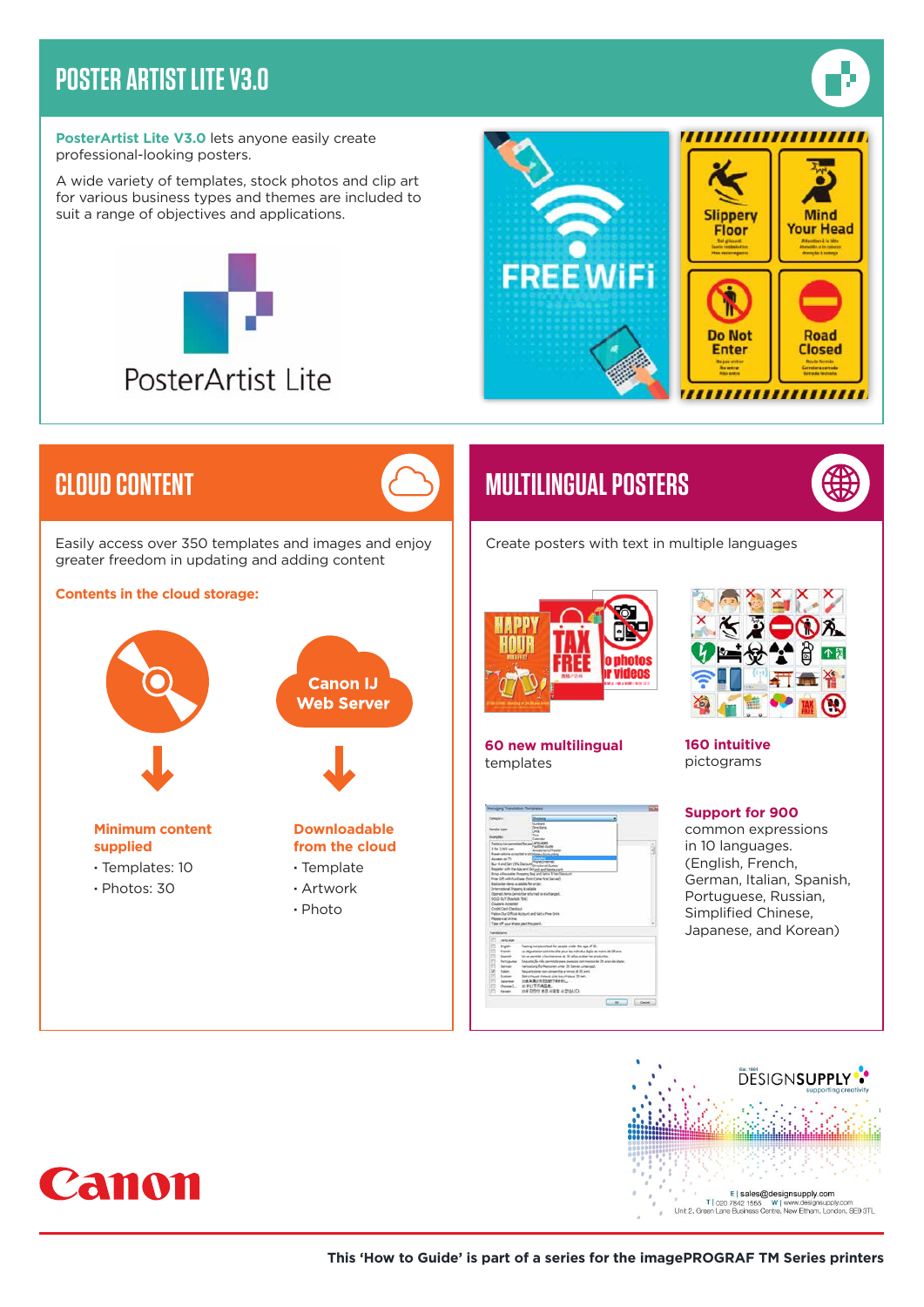## POSTER ARTIST LITE V3.0

**PosterArtist Lite V3.0** lets anyone easily create professional-looking posters.

A wide variety of templates, stock photos and clip art for various business types and themes are included to suit a range of objectives and applications.

PosterArtist Lite

## CLOUD CONTENT

Easily access over 350 templates and images and enjoy greater freedom in updating and adding content

**Contents in the cloud storage:**

Canon IJ Web Server

**Minimum content supplied**

- Templates: 10
- Photos: 30

**Downloadable from the cloud**

- Template
- Artwork
- Photo

## MULTILINGUAL POSTERS

Create posters with text in multiple languages

**60 new multilingual** templates

**160 intuitive** pictograms

**Support for 900** common expressions in 10 languages. (English, French, German, Italian, Spanish, Portuguese, Russian, Simplified Chinese, Japanese, and Korean)

Est. 1994 DESIGNSUPPLY supporting creativity

E | sales@designsupply.com
T | 020 7842 1555 W | www.designsupply.com
Unit 2, Green Lane Business Centre, New Eltham, London, SE9 3TL

Canon

**This 'How to Guide' is part of a series for the imagePROGRAF TM Series printers**